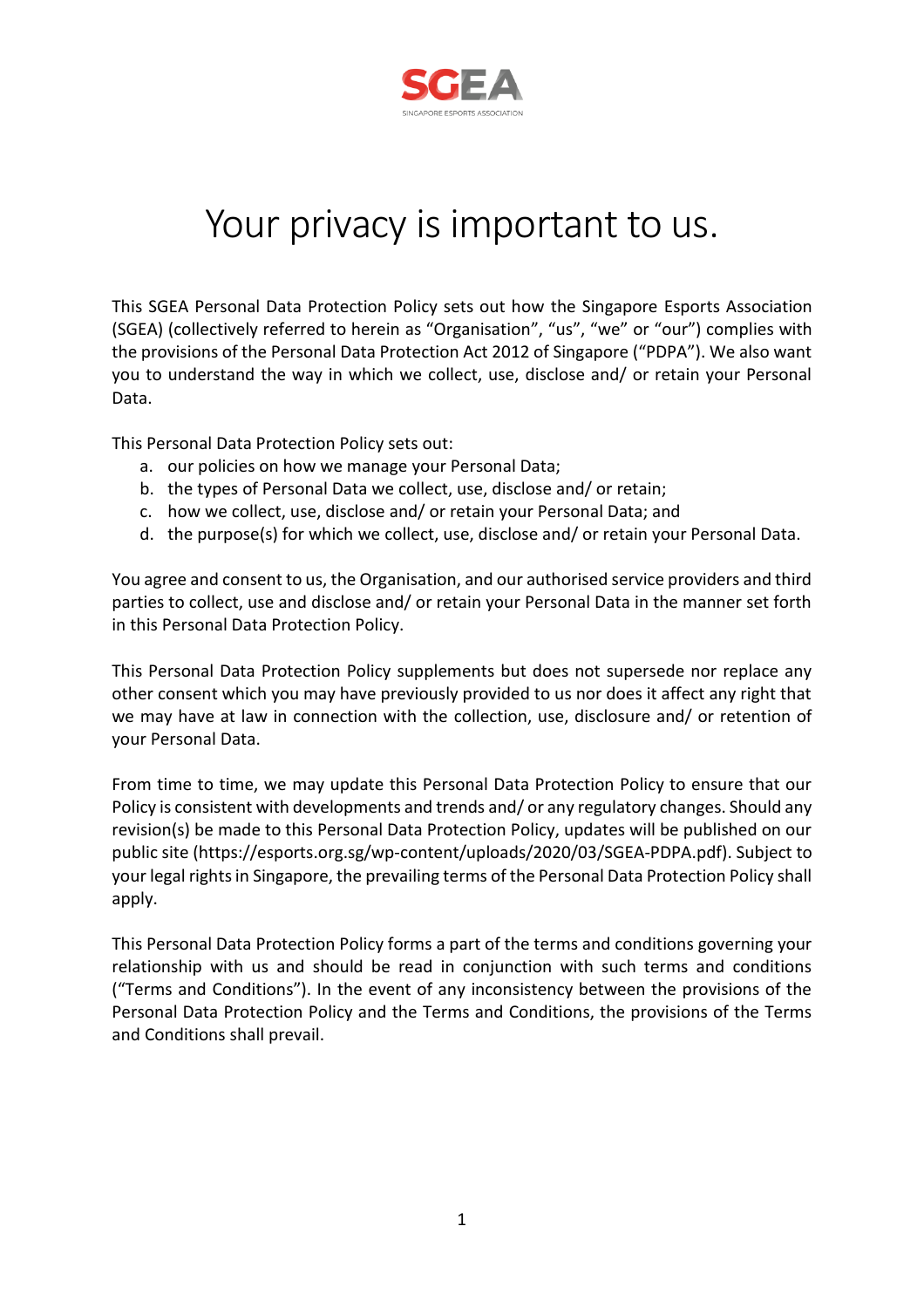SGEA

SINGAPORE ESPORTS ASSOCIATION

# Your privacy is important to us.

This SGEA Personal Data Protection Policy sets out how the Singapore Esports Association (SGEA) (collectively referred to herein as "Organisation", "us", "we" or "our") complies with the provisions of the Personal Data Protection Act 2012 of Singapore ("PDPA"). We also want you to understand the way in which we collect, use, disclose and/ or retain your Personal Data.

This Personal Data Protection Policy sets out:

a. our policies on how we manage your Personal Data;
b. the types of Personal Data we collect, use, disclose and/ or retain;
c. how we collect, use, disclose and/ or retain your Personal Data; and
d. the purpose(s) for which we collect, use, disclose and/ or retain your Personal Data.

You agree and consent to us, the Organisation, and our authorised service providers and third parties to collect, use and disclose and/ or retain your Personal Data in the manner set forth in this Personal Data Protection Policy.

This Personal Data Protection Policy supplements but does not supersede nor replace any other consent which you may have previously provided to us nor does it affect any right that we may have at law in connection with the collection, use, disclosure and/ or retention of your Personal Data.

From time to time, we may update this Personal Data Protection Policy to ensure that our Policy is consistent with developments and trends and/ or any regulatory changes. Should any revision(s) be made to this Personal Data Protection Policy, updates will be published on our public site (https://esports.org.sg/wp-content/uploads/2020/03/SGEA-PDPA.pdf). Subject to your legal rights in Singapore, the prevailing terms of the Personal Data Protection Policy shall apply.

This Personal Data Protection Policy forms a part of the terms and conditions governing your relationship with us and should be read in conjunction with such terms and conditions ("Terms and Conditions"). In the event of any inconsistency between the provisions of the Personal Data Protection Policy and the Terms and Conditions, the provisions of the Terms and Conditions shall prevail.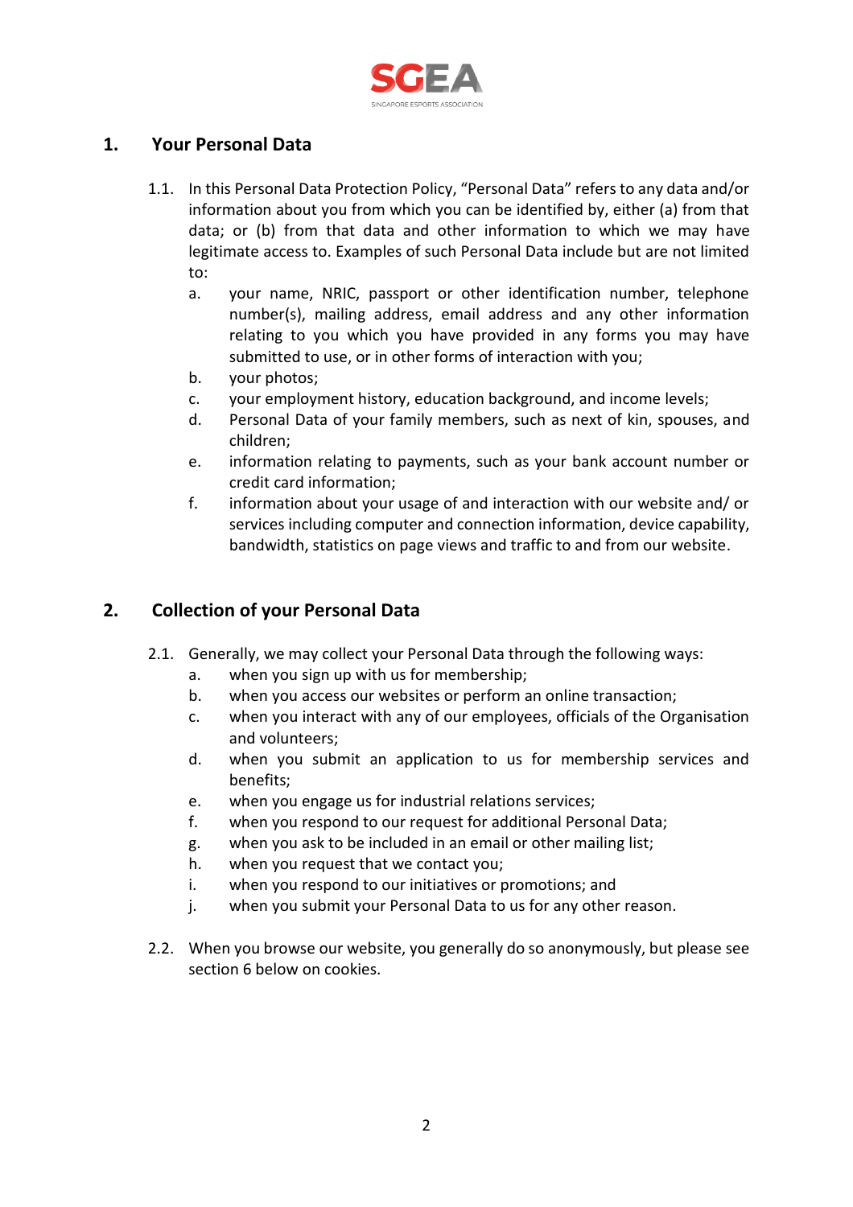## 1. Your Personal Data

1.1. In this Personal Data Protection Policy, "Personal Data" refers to any data and/or information about you from which you can be identified by, either (a) from that data; or (b) from that data and other information to which we may have legitimate access to. Examples of such Personal Data include but are not limited to:

a. your name, NRIC, passport or other identification number, telephone number(s), mailing address, email address and any other information relating to you which you have provided in any forms you may have submitted to use, or in other forms of interaction with you;

b. your photos;

c. your employment history, education background, and income levels;

d. Personal Data of your family members, such as next of kin, spouses, and children;

e. information relating to payments, such as your bank account number or credit card information;

f. information about your usage of and interaction with our website and/ or services including computer and connection information, device capability, bandwidth, statistics on page views and traffic to and from our website.

## 2. Collection of your Personal Data

2.1. Generally, we may collect your Personal Data through the following ways:

a. when you sign up with us for membership;

b. when you access our websites or perform an online transaction;

c. when you interact with any of our employees, officials of the Organisation and volunteers;

d. when you submit an application to us for membership services and benefits;

e. when you engage us for industrial relations services;

f. when you respond to our request for additional Personal Data;

g. when you ask to be included in an email or other mailing list;

h. when you request that we contact you;

i. when you respond to our initiatives or promotions; and

j. when you submit your Personal Data to us for any other reason.

2.2. When you browse our website, you generally do so anonymously, but please see section 6 below on cookies.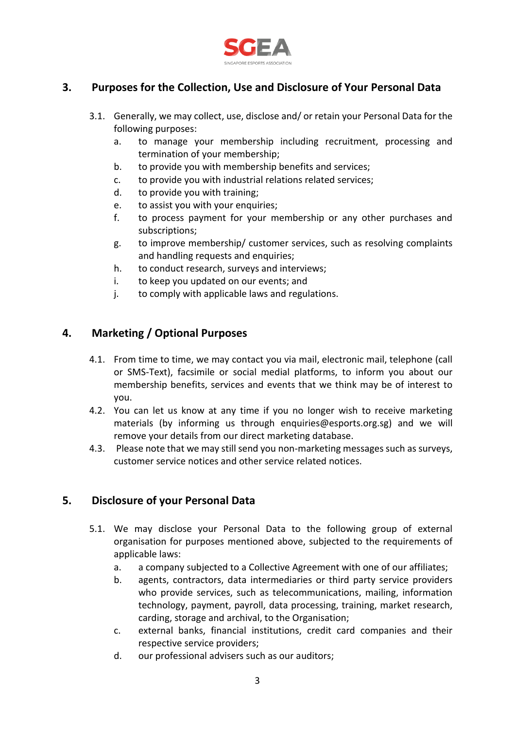## 3. Purposes for the Collection, Use and Disclosure of Your Personal Data

3.1. Generally, we may collect, use, disclose and/ or retain your Personal Data for the following purposes:

a. to manage your membership including recruitment, processing and termination of your membership;
b. to provide you with membership benefits and services;
c. to provide you with industrial relations related services;
d. to provide you with training;
e. to assist you with your enquiries;
f. to process payment for your membership or any other purchases and subscriptions;
g. to improve membership/ customer services, such as resolving complaints and handling requests and enquiries;
h. to conduct research, surveys and interviews;
i. to keep you updated on our events; and
j. to comply with applicable laws and regulations.

## 4. Marketing / Optional Purposes

4.1. From time to time, we may contact you via mail, electronic mail, telephone (call or SMS-Text), facsimile or social medial platforms, to inform you about our membership benefits, services and events that we think may be of interest to you.

4.2. You can let us know at any time if you no longer wish to receive marketing materials (by informing us through enquiries@esports.org.sg) and we will remove your details from our direct marketing database.

4.3. Please note that we may still send you non-marketing messages such as surveys, customer service notices and other service related notices.

## 5. Disclosure of your Personal Data

5.1. We may disclose your Personal Data to the following group of external organisation for purposes mentioned above, subjected to the requirements of applicable laws:

a. a company subjected to a Collective Agreement with one of our affiliates;
b. agents, contractors, data intermediaries or third party service providers who provide services, such as telecommunications, mailing, information technology, payment, payroll, data processing, training, market research, carding, storage and archival, to the Organisation;
c. external banks, financial institutions, credit card companies and their respective service providers;
d. our professional advisers such as our auditors;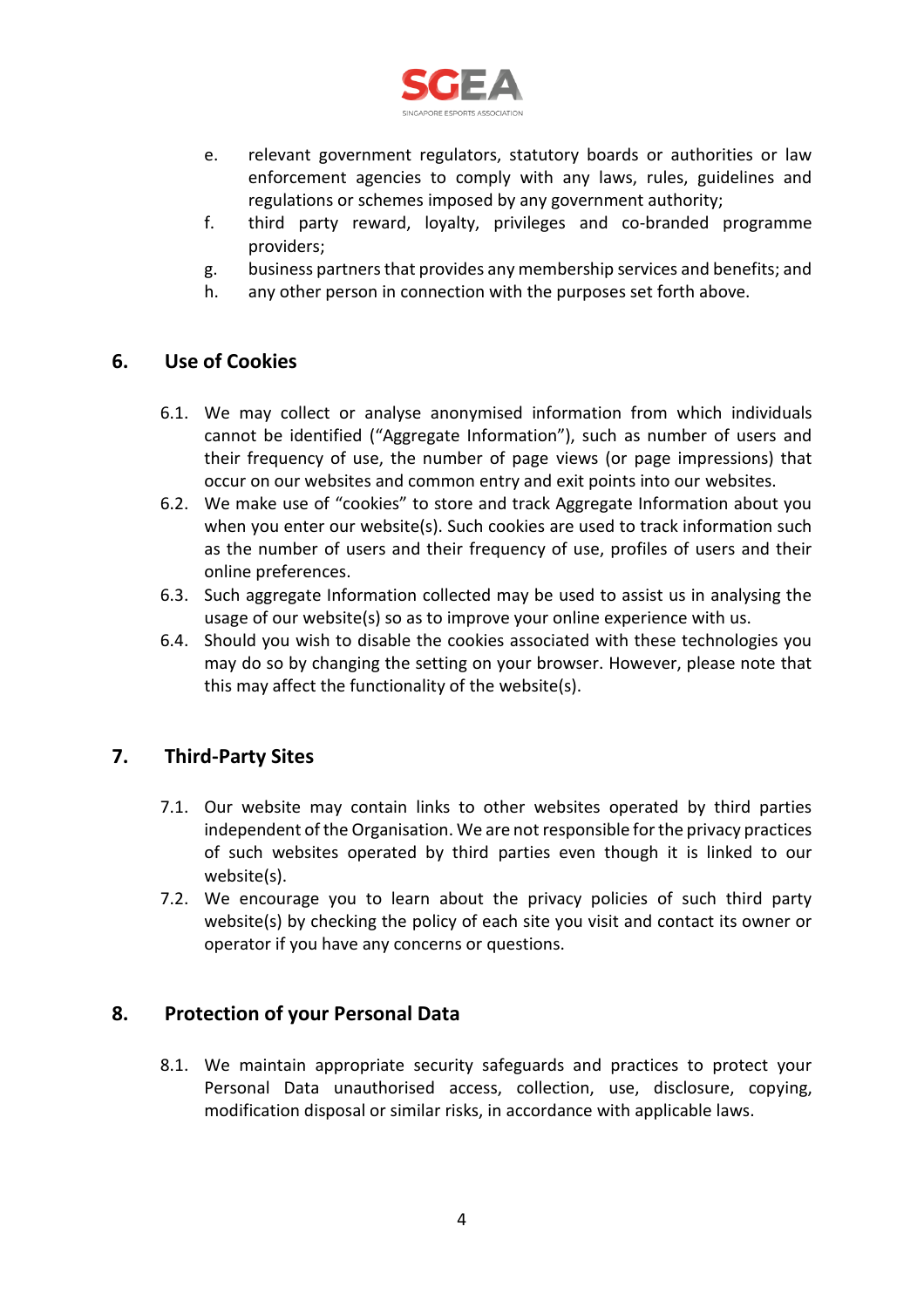e. relevant government regulators, statutory boards or authorities or law enforcement agencies to comply with any laws, rules, guidelines and regulations or schemes imposed by any government authority;

f. third party reward, loyalty, privileges and co-branded programme providers;

g. business partners that provides any membership services and benefits; and

h. any other person in connection with the purposes set forth above.

## 6. Use of Cookies

6.1. We may collect or analyse anonymised information from which individuals cannot be identified ("Aggregate Information"), such as number of users and their frequency of use, the number of page views (or page impressions) that occur on our websites and common entry and exit points into our websites.

6.2. We make use of "cookies" to store and track Aggregate Information about you when you enter our website(s). Such cookies are used to track information such as the number of users and their frequency of use, profiles of users and their online preferences.

6.3. Such aggregate Information collected may be used to assist us in analysing the usage of our website(s) so as to improve your online experience with us.

6.4. Should you wish to disable the cookies associated with these technologies you may do so by changing the setting on your browser. However, please note that this may affect the functionality of the website(s).

## 7. Third-Party Sites

7.1. Our website may contain links to other websites operated by third parties independent of the Organisation. We are not responsible for the privacy practices of such websites operated by third parties even though it is linked to our website(s).

7.2. We encourage you to learn about the privacy policies of such third party website(s) by checking the policy of each site you visit and contact its owner or operator if you have any concerns or questions.

## 8. Protection of your Personal Data

8.1. We maintain appropriate security safeguards and practices to protect your Personal Data unauthorised access, collection, use, disclosure, copying, modification disposal or similar risks, in accordance with applicable laws.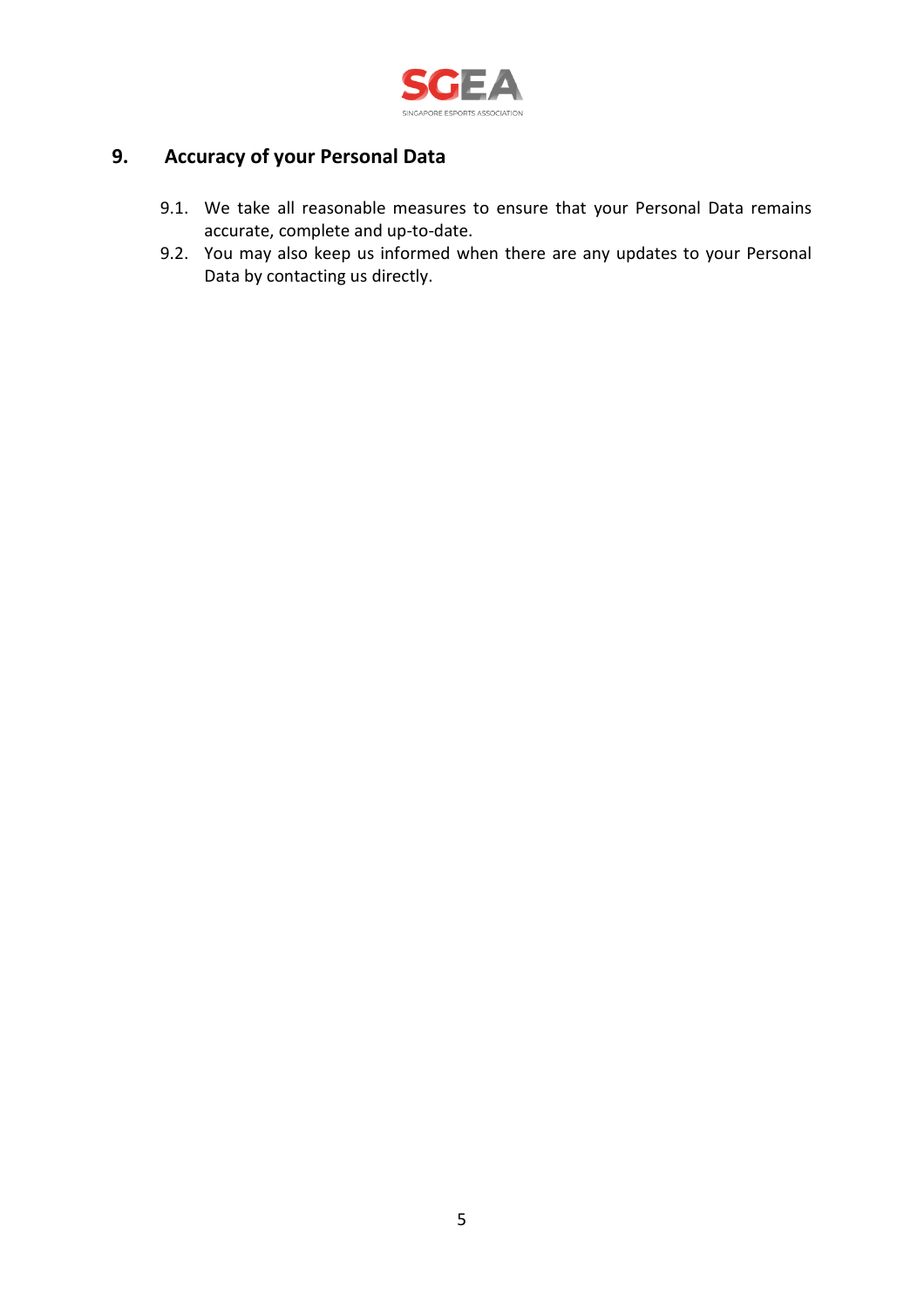## 9. Accuracy of your Personal Data

9.1. We take all reasonable measures to ensure that your Personal Data remains accurate, complete and up-to-date.

9.2. You may also keep us informed when there are any updates to your Personal Data by contacting us directly.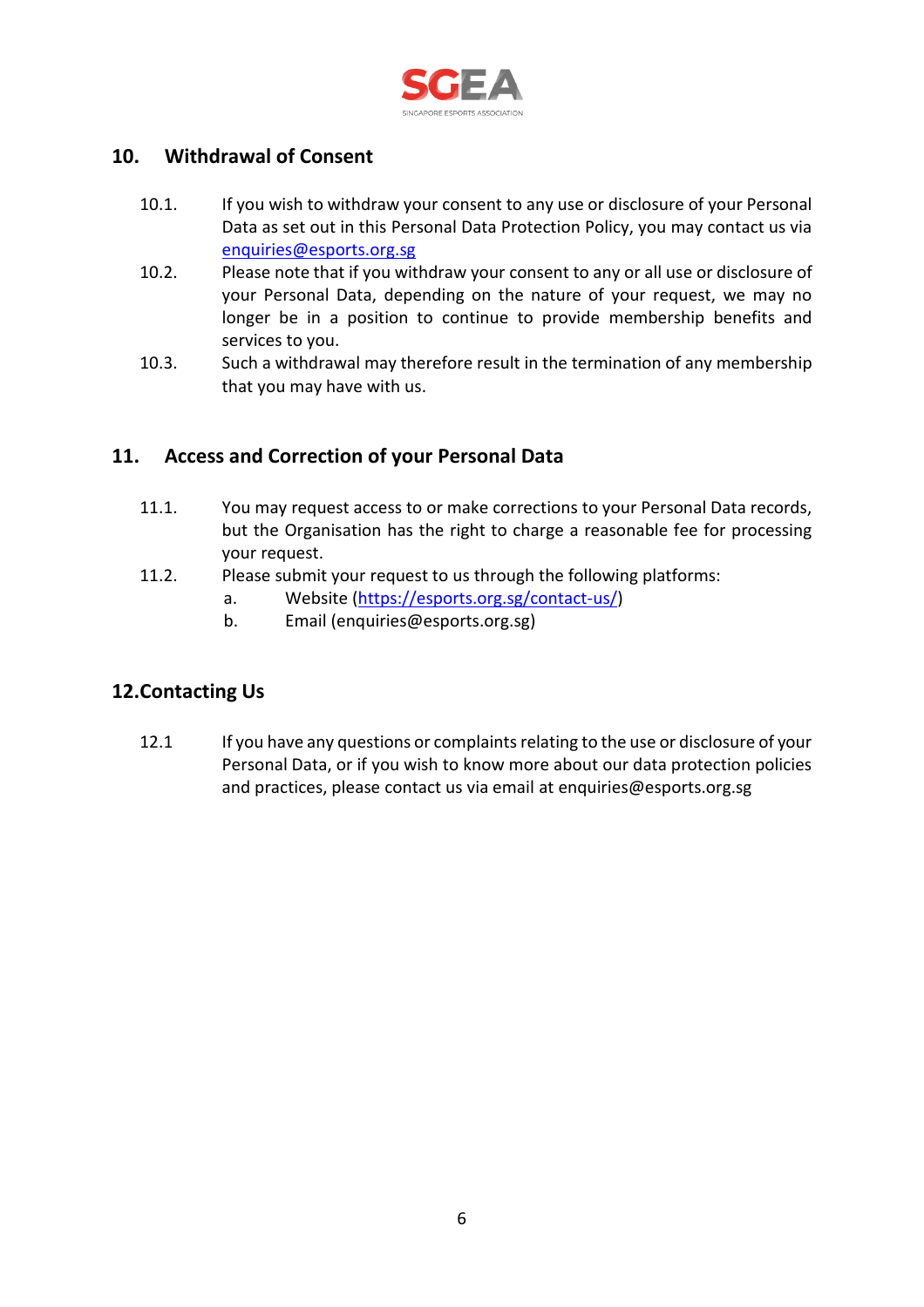## 10. Withdrawal of Consent

10.1. If you wish to withdraw your consent to any use or disclosure of your Personal Data as set out in this Personal Data Protection Policy, you may contact us via enquiries@esports.org.sg

10.2. Please note that if you withdraw your consent to any or all use or disclosure of your Personal Data, depending on the nature of your request, we may no longer be in a position to continue to provide membership benefits and services to you.

10.3. Such a withdrawal may therefore result in the termination of any membership that you may have with us.

## 11. Access and Correction of your Personal Data

11.1. You may request access to or make corrections to your Personal Data records, but the Organisation has the right to charge a reasonable fee for processing your request.

11.2. Please submit your request to us through the following platforms:

a. Website (https://esports.org.sg/contact-us/)

b. Email (enquiries@esports.org.sg)

## 12. Contacting Us

12.1 If you have any questions or complaints relating to the use or disclosure of your Personal Data, or if you wish to know more about our data protection policies and practices, please contact us via email at enquiries@esports.org.sg